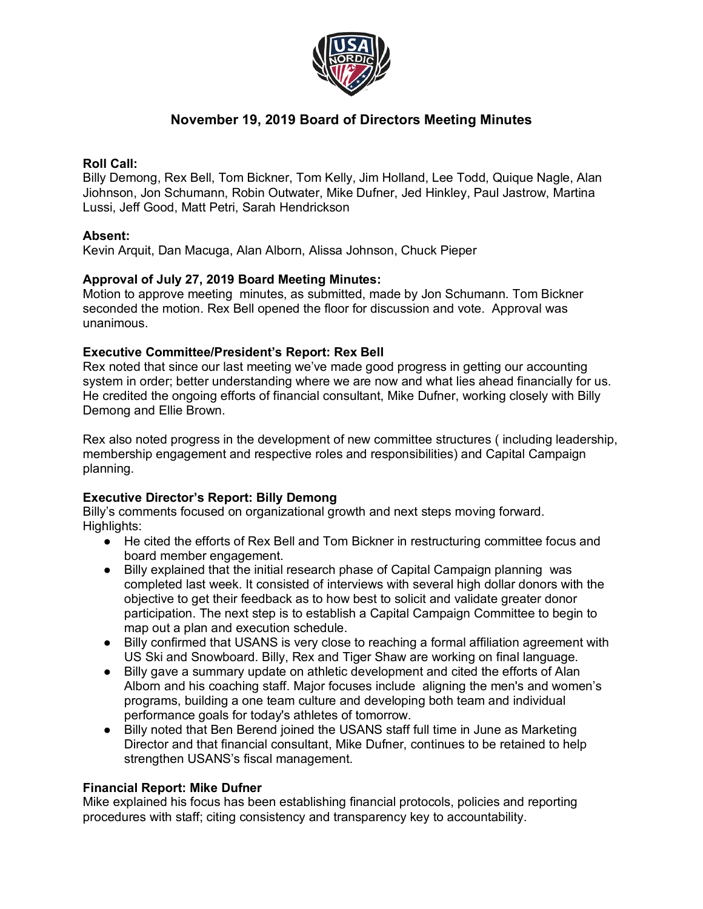# November 19, 2019 Board of Directors Meeting Minutes

**Roll Call:**
Billy Demong, Rex Bell, Tom Bickner, Tom Kelly, Jim Holland, Lee Todd, Quique Nagle, Alan Jiohnson, Jon Schumann, Robin Outwater, Mike Dufner, Jed Hinkley, Paul Jastrow, Martina Lussi, Jeff Good, Matt Petri, Sarah Hendrickson

**Absent:**
Kevin Arquit, Dan Macuga, Alan Alborn, Alissa Johnson, Chuck Pieper

**Approval of July 27, 2019 Board Meeting Minutes:**
Motion to approve meeting minutes, as submitted, made by Jon Schumann. Tom Bickner seconded the motion. Rex Bell opened the floor for discussion and vote. Approval was unanimous.

**Executive Committee/President's Report: Rex Bell**
Rex noted that since our last meeting we've made good progress in getting our accounting system in order; better understanding where we are now and what lies ahead financially for us. He credited the ongoing efforts of financial consultant, Mike Dufner, working closely with Billy Demong and Ellie Brown.

Rex also noted progress in the development of new committee structures ( including leadership, membership engagement and respective roles and responsibilities) and Capital Campaign planning.

**Executive Director's Report: Billy Demong**
Billy's comments focused on organizational growth and next steps moving forward. Highlights:

- He cited the efforts of Rex Bell and Tom Bickner in restructuring committee focus and board member engagement.
- Billy explained that the initial research phase of Capital Campaign planning was completed last week. It consisted of interviews with several high dollar donors with the objective to get their feedback as to how best to solicit and validate greater donor participation. The next step is to establish a Capital Campaign Committee to begin to map out a plan and execution schedule.
- Billy confirmed that USANS is very close to reaching a formal affiliation agreement with US Ski and Snowboard. Billy, Rex and Tiger Shaw are working on final language.
- Billy gave a summary update on athletic development and cited the efforts of Alan Alborn and his coaching staff. Major focuses include aligning the men's and women's programs, building a one team culture and developing both team and individual performance goals for today's athletes of tomorrow.
- Billy noted that Ben Berend joined the USANS staff full time in June as Marketing Director and that financial consultant, Mike Dufner, continues to be retained to help strengthen USANS's fiscal management.

**Financial Report: Mike Dufner**
Mike explained his focus has been establishing financial protocols, policies and reporting procedures with staff; citing consistency and transparency key to accountability.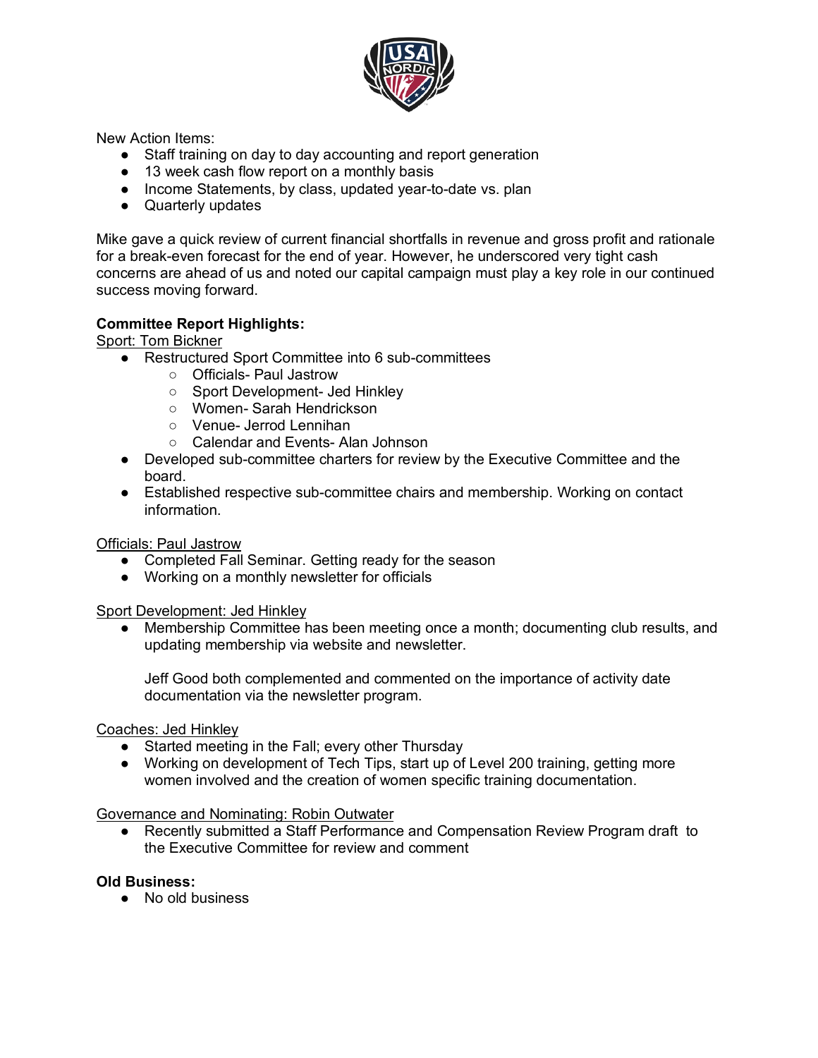New Action Items:

- Staff training on day to day accounting and report generation
- 13 week cash flow report on a monthly basis
- Income Statements, by class, updated year-to-date vs. plan
- Quarterly updates

Mike gave a quick review of current financial shortfalls in revenue and gross profit and rationale for a break-even forecast for the end of year. However, he underscored very tight cash concerns are ahead of us and noted our capital campaign must play a key role in our continued success moving forward.

**Committee Report Highlights:**

Sport: Tom Bickner

- Restructured Sport Committee into 6 sub-committees
  - Officials- Paul Jastrow
  - Sport Development- Jed Hinkley
  - Women- Sarah Hendrickson
  - Venue- Jerrod Lennihan
  - Calendar and Events- Alan Johnson
- Developed sub-committee charters for review by the Executive Committee and the board.
- Established respective sub-committee chairs and membership. Working on contact information.

Officials: Paul Jastrow

- Completed Fall Seminar. Getting ready for the season
- Working on a monthly newsletter for officials

Sport Development: Jed Hinkley

- Membership Committee has been meeting once a month; documenting club results, and updating membership via website and newsletter.

  Jeff Good both complemented and commented on the importance of activity date documentation via the newsletter program.

Coaches: Jed Hinkley

- Started meeting in the Fall; every other Thursday
- Working on development of Tech Tips, start up of Level 200 training, getting more women involved and the creation of women specific training documentation.

Governance and Nominating: Robin Outwater

- Recently submitted a Staff Performance and Compensation Review Program draft to the Executive Committee for review and comment

**Old Business:**

- No old business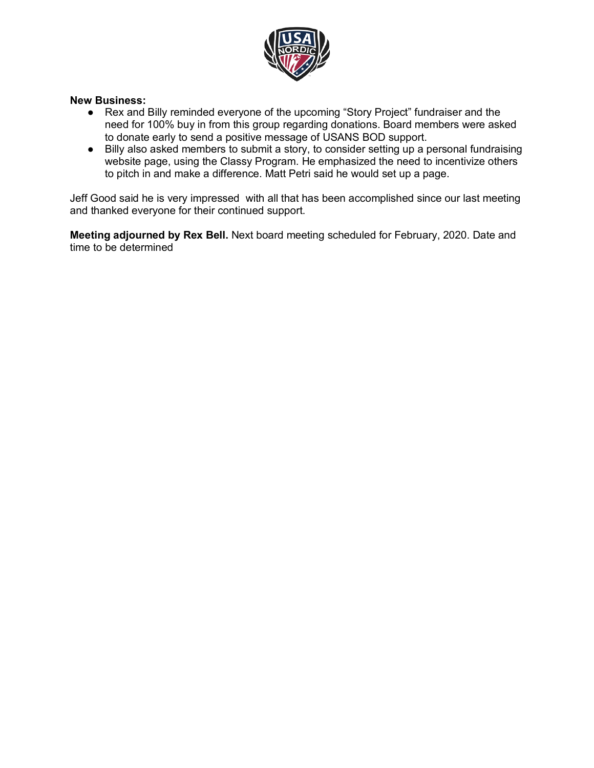**New Business:**

- Rex and Billy reminded everyone of the upcoming "Story Project" fundraiser and the need for 100% buy in from this group regarding donations. Board members were asked to donate early to send a positive message of USANS BOD support.
- Billy also asked members to submit a story, to consider setting up a personal fundraising website page, using the Classy Program. He emphasized the need to incentivize others to pitch in and make a difference. Matt Petri said he would set up a page.

Jeff Good said he is very impressed with all that has been accomplished since our last meeting and thanked everyone for their continued support.

**Meeting adjourned by Rex Bell.** Next board meeting scheduled for February, 2020. Date and time to be determined